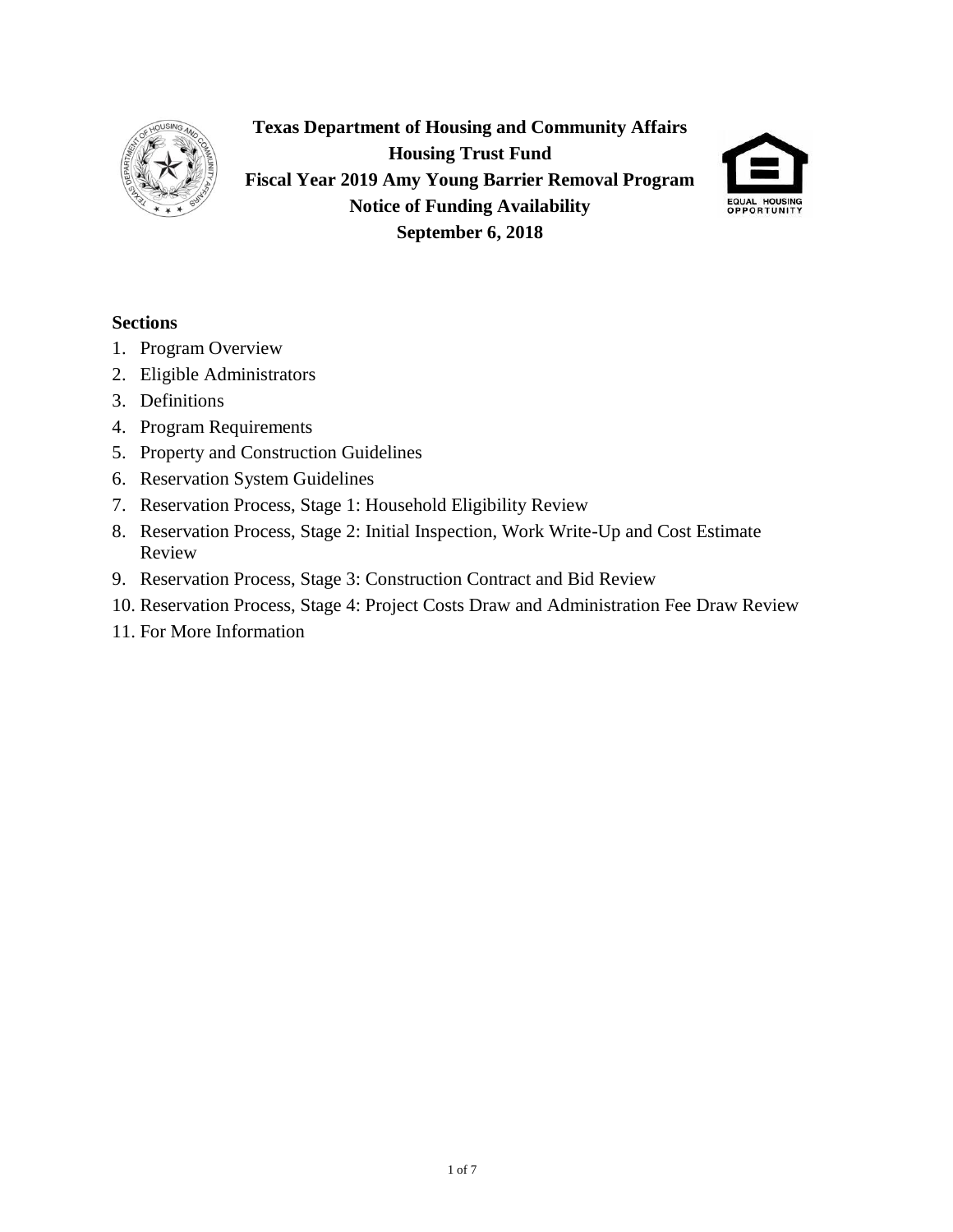# Texas Department of Housing and Community Affairs
## Housing Trust Fund
## Fiscal Year 2019 Amy Young Barrier Removal Program
## Notice of Funding Availability
## September 6, 2018

**Sections**

1. Program Overview
2. Eligible Administrators
3. Definitions
4. Program Requirements
5. Property and Construction Guidelines
6. Reservation System Guidelines
7. Reservation Process, Stage 1: Household Eligibility Review
8. Reservation Process, Stage 2: Initial Inspection, Work Write-Up and Cost Estimate Review
9. Reservation Process, Stage 3: Construction Contract and Bid Review
10. Reservation Process, Stage 4: Project Costs Draw and Administration Fee Draw Review
11. For More Information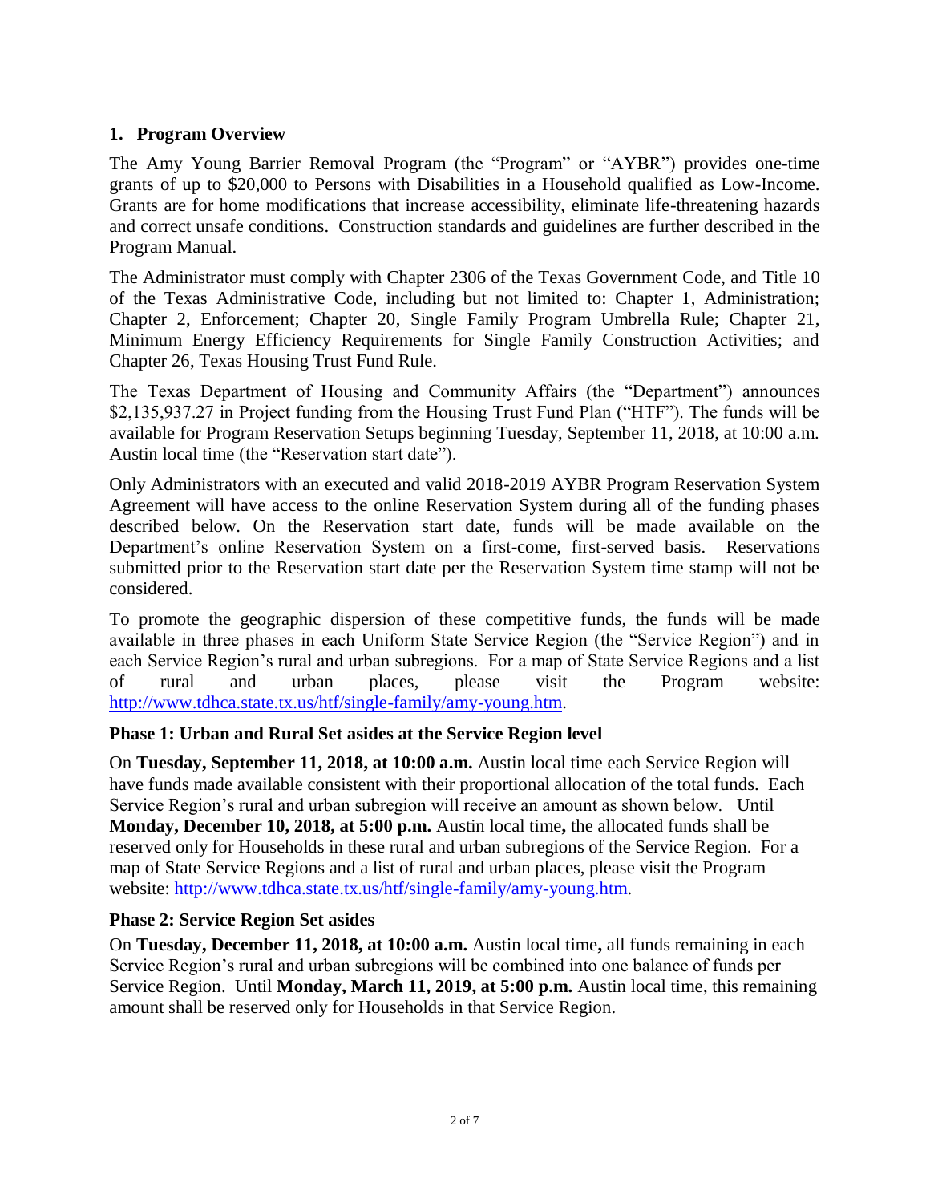## 1. Program Overview

The Amy Young Barrier Removal Program (the "Program" or "AYBR") provides one-time grants of up to $20,000 to Persons with Disabilities in a Household qualified as Low-Income. Grants are for home modifications that increase accessibility, eliminate life-threatening hazards and correct unsafe conditions. Construction standards and guidelines are further described in the Program Manual.

The Administrator must comply with Chapter 2306 of the Texas Government Code, and Title 10 of the Texas Administrative Code, including but not limited to: Chapter 1, Administration; Chapter 2, Enforcement; Chapter 20, Single Family Program Umbrella Rule; Chapter 21, Minimum Energy Efficiency Requirements for Single Family Construction Activities; and Chapter 26, Texas Housing Trust Fund Rule.

The Texas Department of Housing and Community Affairs (the "Department") announces $2,135,937.27 in Project funding from the Housing Trust Fund Plan ("HTF"). The funds will be available for Program Reservation Setups beginning Tuesday, September 11, 2018, at 10:00 a.m. Austin local time (the "Reservation start date").

Only Administrators with an executed and valid 2018-2019 AYBR Program Reservation System Agreement will have access to the online Reservation System during all of the funding phases described below. On the Reservation start date, funds will be made available on the Department's online Reservation System on a first-come, first-served basis. Reservations submitted prior to the Reservation start date per the Reservation System time stamp will not be considered.

To promote the geographic dispersion of these competitive funds, the funds will be made available in three phases in each Uniform State Service Region (the "Service Region") and in each Service Region's rural and urban subregions. For a map of State Service Regions and a list of rural and urban places, please visit the Program website: http://www.tdhca.state.tx.us/htf/single-family/amy-young.htm.

### Phase 1: Urban and Rural Set asides at the Service Region level

On **Tuesday, September 11, 2018, at 10:00 a.m.** Austin local time each Service Region will have funds made available consistent with their proportional allocation of the total funds. Each Service Region's rural and urban subregion will receive an amount as shown below. Until **Monday, December 10, 2018, at 5:00 p.m.** Austin local time**,** the allocated funds shall be reserved only for Households in these rural and urban subregions of the Service Region. For a map of State Service Regions and a list of rural and urban places, please visit the Program website: http://www.tdhca.state.tx.us/htf/single-family/amy-young.htm.

### Phase 2: Service Region Set asides

On **Tuesday, December 11, 2018, at 10:00 a.m.** Austin local time**,** all funds remaining in each Service Region's rural and urban subregions will be combined into one balance of funds per Service Region. Until **Monday, March 11, 2019, at 5:00 p.m.** Austin local time, this remaining amount shall be reserved only for Households in that Service Region.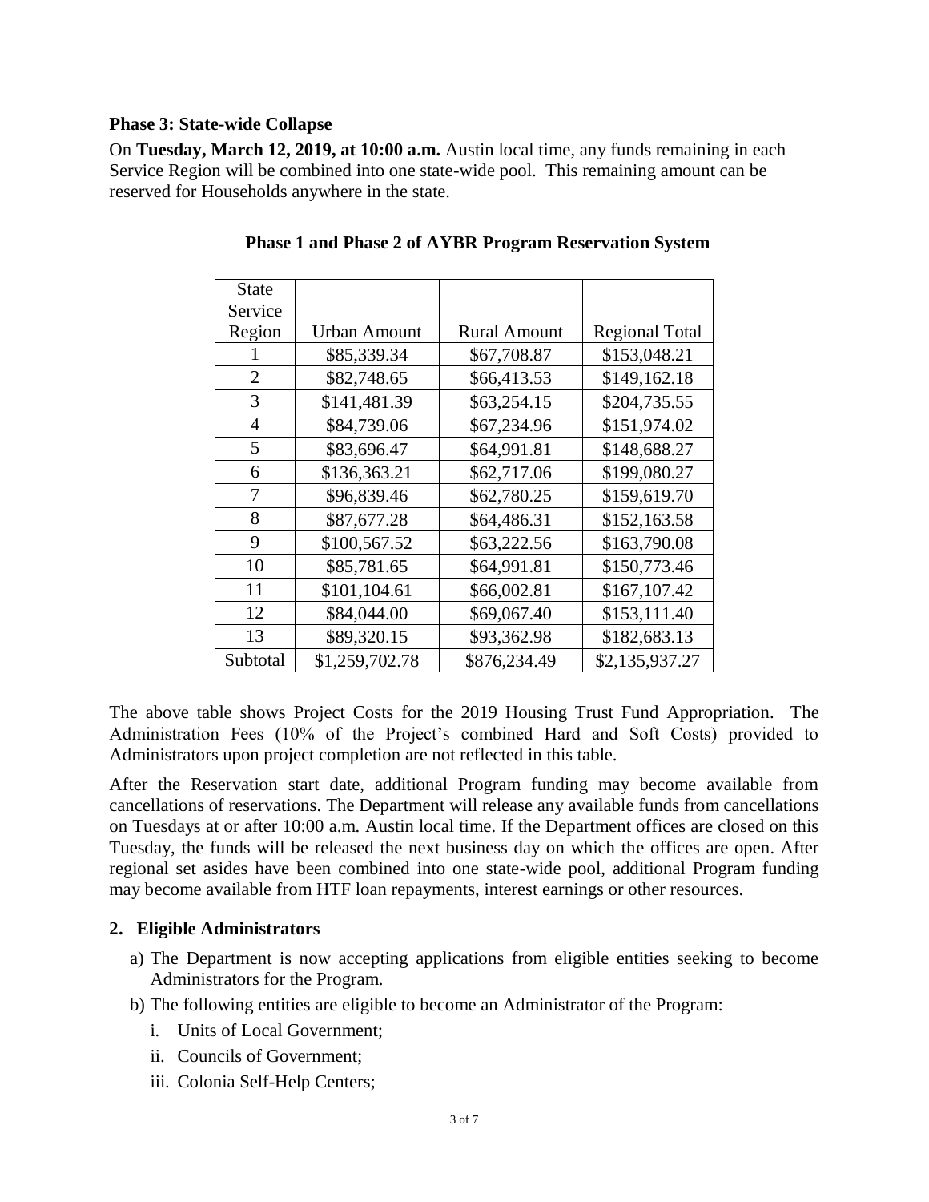**Phase 3: State-wide Collapse**

On **Tuesday, March 12, 2019, at 10:00 a.m.** Austin local time, any funds remaining in each Service Region will be combined into one state-wide pool. This remaining amount can be reserved for Households anywhere in the state.

**Phase 1 and Phase 2 of AYBR Program Reservation System**

| State Service Region | Urban Amount | Rural Amount | Regional Total |
|---|---|---|---|
| 1 | \$85,339.34 | \$67,708.87 | \$153,048.21 |
| 2 | \$82,748.65 | \$66,413.53 | \$149,162.18 |
| 3 | \$141,481.39 | \$63,254.15 | \$204,735.55 |
| 4 | \$84,739.06 | \$67,234.96 | \$151,974.02 |
| 5 | \$83,696.47 | \$64,991.81 | \$148,688.27 |
| 6 | \$136,363.21 | \$62,717.06 | \$199,080.27 |
| 7 | \$96,839.46 | \$62,780.25 | \$159,619.70 |
| 8 | \$87,677.28 | \$64,486.31 | \$152,163.58 |
| 9 | \$100,567.52 | \$63,222.56 | \$163,790.08 |
| 10 | \$85,781.65 | \$64,991.81 | \$150,773.46 |
| 11 | \$101,104.61 | \$66,002.81 | \$167,107.42 |
| 12 | \$84,044.00 | \$69,067.40 | \$153,111.40 |
| 13 | \$89,320.15 | \$93,362.98 | \$182,683.13 |
| Subtotal | \$1,259,702.78 | \$876,234.49 | \$2,135,937.27 |

The above table shows Project Costs for the 2019 Housing Trust Fund Appropriation. The Administration Fees (10% of the Project's combined Hard and Soft Costs) provided to Administrators upon project completion are not reflected in this table.

After the Reservation start date, additional Program funding may become available from cancellations of reservations. The Department will release any available funds from cancellations on Tuesdays at or after 10:00 a.m. Austin local time. If the Department offices are closed on this Tuesday, the funds will be released the next business day on which the offices are open. After regional set asides have been combined into one state-wide pool, additional Program funding may become available from HTF loan repayments, interest earnings or other resources.

## 2. Eligible Administrators

a) The Department is now accepting applications from eligible entities seeking to become Administrators for the Program.

b) The following entities are eligible to become an Administrator of the Program:

   i. Units of Local Government;

   ii. Councils of Government;

   iii. Colonia Self-Help Centers;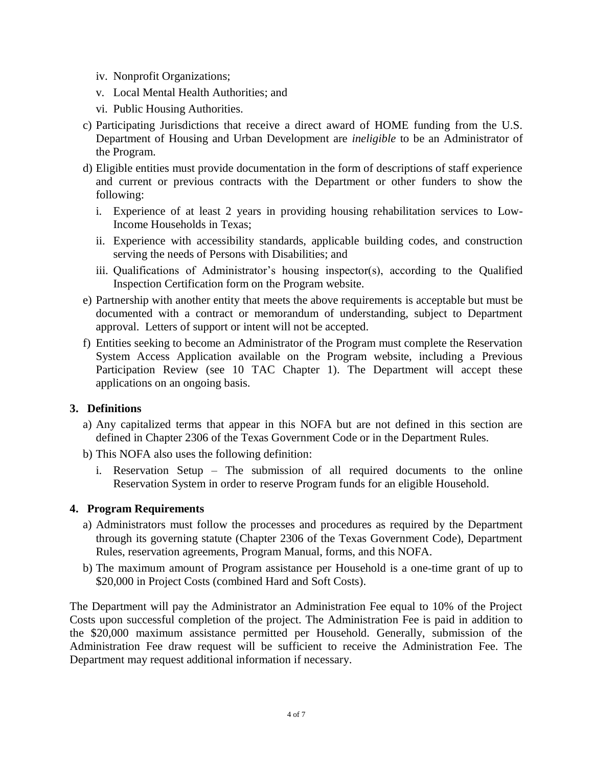iv. Nonprofit Organizations;

    v. Local Mental Health Authorities; and

    vi. Public Housing Authorities.

c) Participating Jurisdictions that receive a direct award of HOME funding from the U.S. Department of Housing and Urban Development are *ineligible* to be an Administrator of the Program.

d) Eligible entities must provide documentation in the form of descriptions of staff experience and current or previous contracts with the Department or other funders to show the following:

    i. Experience of at least 2 years in providing housing rehabilitation services to Low-Income Households in Texas;

    ii. Experience with accessibility standards, applicable building codes, and construction serving the needs of Persons with Disabilities; and

    iii. Qualifications of Administrator's housing inspector(s), according to the Qualified Inspection Certification form on the Program website.

e) Partnership with another entity that meets the above requirements is acceptable but must be documented with a contract or memorandum of understanding, subject to Department approval. Letters of support or intent will not be accepted.

f) Entities seeking to become an Administrator of the Program must complete the Reservation System Access Application available on the Program website, including a Previous Participation Review (see 10 TAC Chapter 1). The Department will accept these applications on an ongoing basis.

### 3. Definitions

a) Any capitalized terms that appear in this NOFA but are not defined in this section are defined in Chapter 2306 of the Texas Government Code or in the Department Rules.

b) This NOFA also uses the following definition:

    i. Reservation Setup – The submission of all required documents to the online Reservation System in order to reserve Program funds for an eligible Household.

### 4. Program Requirements

a) Administrators must follow the processes and procedures as required by the Department through its governing statute (Chapter 2306 of the Texas Government Code), Department Rules, reservation agreements, Program Manual, forms, and this NOFA.

b) The maximum amount of Program assistance per Household is a one-time grant of up to $20,000 in Project Costs (combined Hard and Soft Costs).

The Department will pay the Administrator an Administration Fee equal to 10% of the Project Costs upon successful completion of the project. The Administration Fee is paid in addition to the $20,000 maximum assistance permitted per Household. Generally, submission of the Administration Fee draw request will be sufficient to receive the Administration Fee. The Department may request additional information if necessary.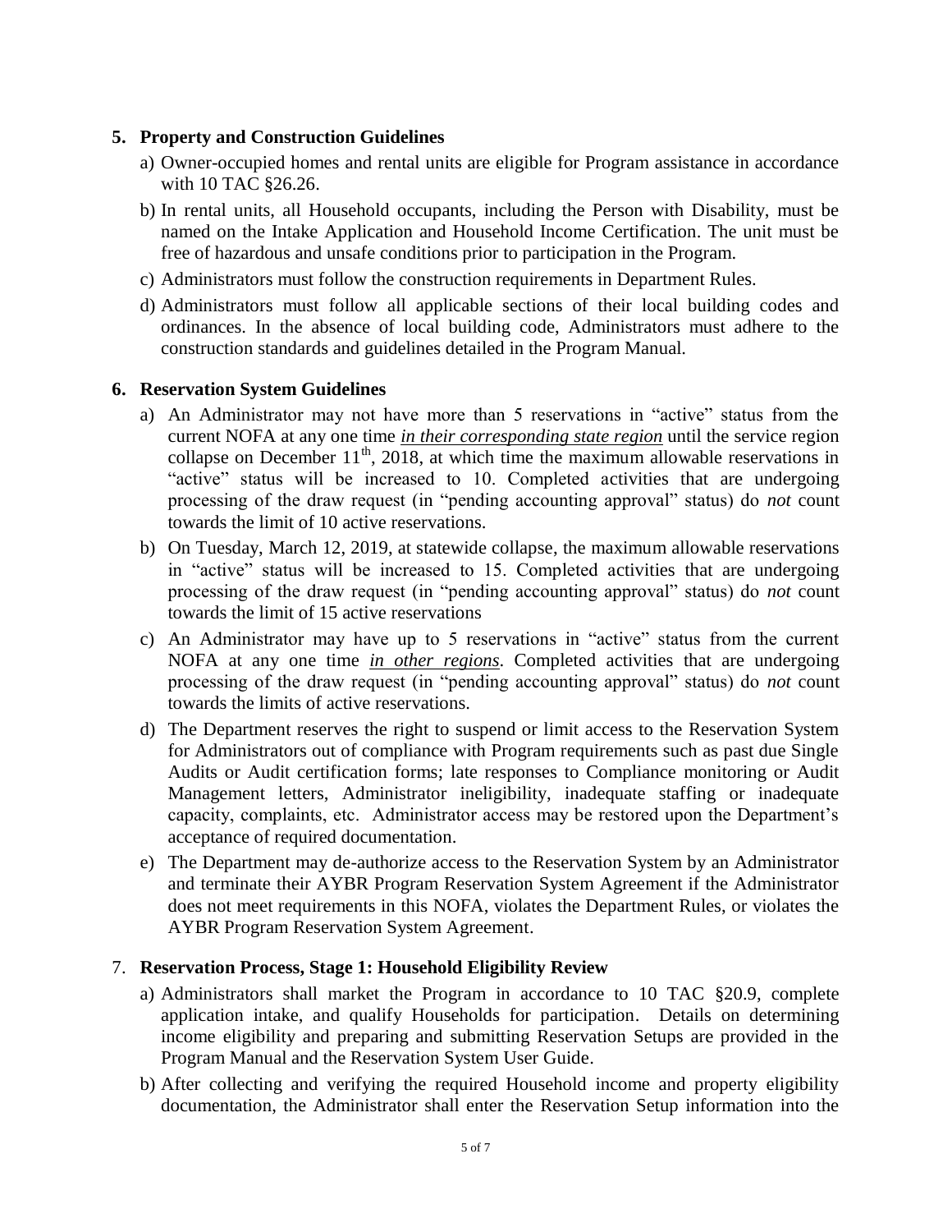## 5. Property and Construction Guidelines

a) Owner-occupied homes and rental units are eligible for Program assistance in accordance with 10 TAC §26.26.

b) In rental units, all Household occupants, including the Person with Disability, must be named on the Intake Application and Household Income Certification. The unit must be free of hazardous and unsafe conditions prior to participation in the Program.

c) Administrators must follow the construction requirements in Department Rules.

d) Administrators must follow all applicable sections of their local building codes and ordinances. In the absence of local building code, Administrators must adhere to the construction standards and guidelines detailed in the Program Manual.

## 6. Reservation System Guidelines

a) An Administrator may not have more than 5 reservations in "active" status from the current NOFA at any one time ***<u>in their corresponding state region</u>*** until the service region collapse on December 11th, 2018, at which time the maximum allowable reservations in "active" status will be increased to 10. Completed activities that are undergoing processing of the draw request (in "pending accounting approval" status) do *not* count towards the limit of 10 active reservations.

b) On Tuesday, March 12, 2019, at statewide collapse, the maximum allowable reservations in "active" status will be increased to 15. Completed activities that are undergoing processing of the draw request (in "pending accounting approval" status) do *not* count towards the limit of 15 active reservations

c) An Administrator may have up to 5 reservations in "active" status from the current NOFA at any one time ***<u>in other regions</u>***. Completed activities that are undergoing processing of the draw request (in "pending accounting approval" status) do *not* count towards the limits of active reservations.

d) The Department reserves the right to suspend or limit access to the Reservation System for Administrators out of compliance with Program requirements such as past due Single Audits or Audit certification forms; late responses to Compliance monitoring or Audit Management letters, Administrator ineligibility, inadequate staffing or inadequate capacity, complaints, etc. Administrator access may be restored upon the Department's acceptance of required documentation.

e) The Department may de-authorize access to the Reservation System by an Administrator and terminate their AYBR Program Reservation System Agreement if the Administrator does not meet requirements in this NOFA, violates the Department Rules, or violates the AYBR Program Reservation System Agreement.

## 7. Reservation Process, Stage 1: Household Eligibility Review

a) Administrators shall market the Program in accordance to 10 TAC §20.9, complete application intake, and qualify Households for participation. Details on determining income eligibility and preparing and submitting Reservation Setups are provided in the Program Manual and the Reservation System User Guide.

b) After collecting and verifying the required Household income and property eligibility documentation, the Administrator shall enter the Reservation Setup information into the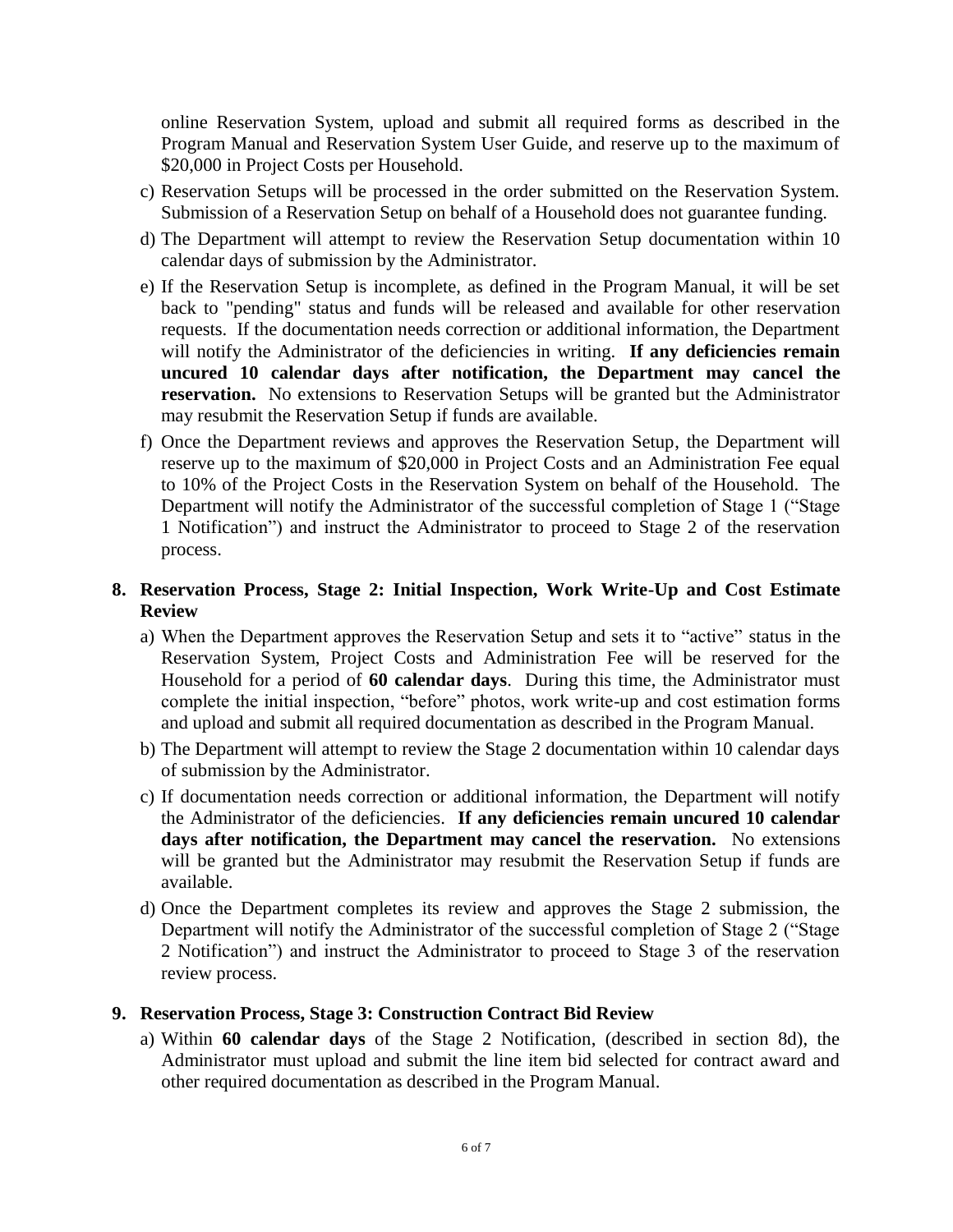online Reservation System, upload and submit all required forms as described in the Program Manual and Reservation System User Guide, and reserve up to the maximum of $20,000 in Project Costs per Household.

c) Reservation Setups will be processed in the order submitted on the Reservation System. Submission of a Reservation Setup on behalf of a Household does not guarantee funding.

d) The Department will attempt to review the Reservation Setup documentation within 10 calendar days of submission by the Administrator.

e) If the Reservation Setup is incomplete, as defined in the Program Manual, it will be set back to "pending" status and funds will be released and available for other reservation requests. If the documentation needs correction or additional information, the Department will notify the Administrator of the deficiencies in writing. **If any deficiencies remain uncured 10 calendar days after notification, the Department may cancel the reservation.** No extensions to Reservation Setups will be granted but the Administrator may resubmit the Reservation Setup if funds are available.

f) Once the Department reviews and approves the Reservation Setup, the Department will reserve up to the maximum of $20,000 in Project Costs and an Administration Fee equal to 10% of the Project Costs in the Reservation System on behalf of the Household. The Department will notify the Administrator of the successful completion of Stage 1 ("Stage 1 Notification") and instruct the Administrator to proceed to Stage 2 of the reservation process.

**8. Reservation Process, Stage 2: Initial Inspection, Work Write-Up and Cost Estimate Review**

a) When the Department approves the Reservation Setup and sets it to "active" status in the Reservation System, Project Costs and Administration Fee will be reserved for the Household for a period of **60 calendar days**. During this time, the Administrator must complete the initial inspection, "before" photos, work write-up and cost estimation forms and upload and submit all required documentation as described in the Program Manual.

b) The Department will attempt to review the Stage 2 documentation within 10 calendar days of submission by the Administrator.

c) If documentation needs correction or additional information, the Department will notify the Administrator of the deficiencies. **If any deficiencies remain uncured 10 calendar days after notification, the Department may cancel the reservation.** No extensions will be granted but the Administrator may resubmit the Reservation Setup if funds are available.

d) Once the Department completes its review and approves the Stage 2 submission, the Department will notify the Administrator of the successful completion of Stage 2 ("Stage 2 Notification") and instruct the Administrator to proceed to Stage 3 of the reservation review process.

**9. Reservation Process, Stage 3: Construction Contract Bid Review**

a) Within **60 calendar days** of the Stage 2 Notification, (described in section 8d), the Administrator must upload and submit the line item bid selected for contract award and other required documentation as described in the Program Manual.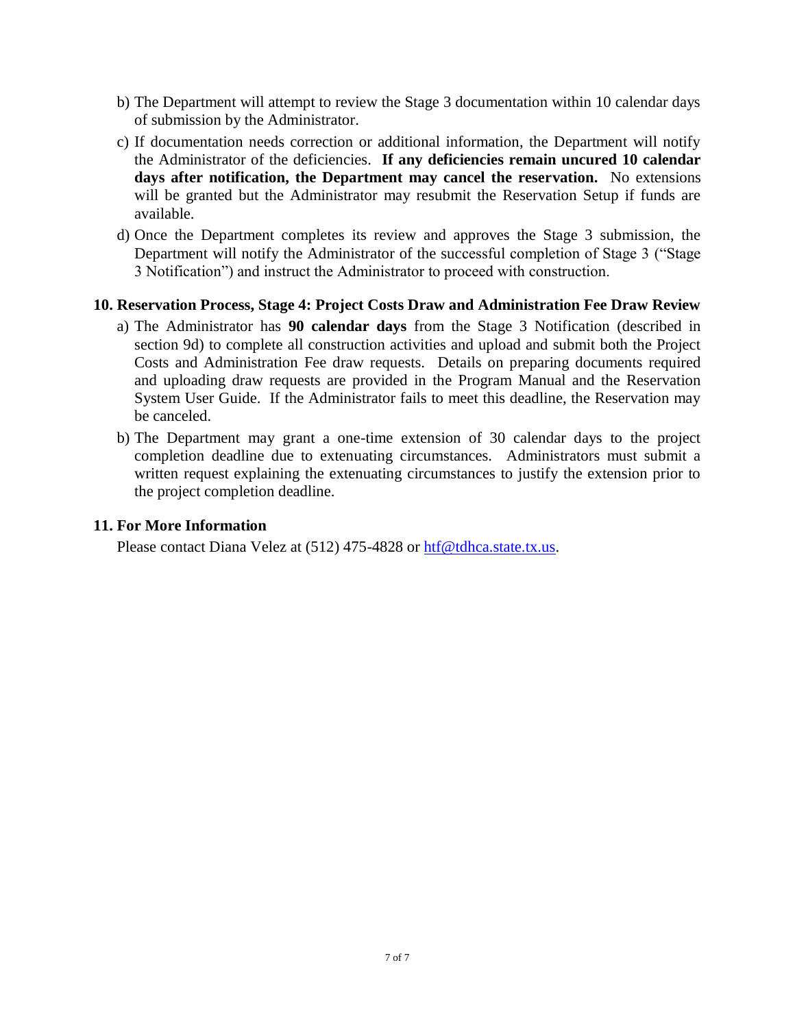b) The Department will attempt to review the Stage 3 documentation within 10 calendar days of submission by the Administrator.

c) If documentation needs correction or additional information, the Department will notify the Administrator of the deficiencies. **If any deficiencies remain uncured 10 calendar days after notification, the Department may cancel the reservation.** No extensions will be granted but the Administrator may resubmit the Reservation Setup if funds are available.

d) Once the Department completes its review and approves the Stage 3 submission, the Department will notify the Administrator of the successful completion of Stage 3 ("Stage 3 Notification") and instruct the Administrator to proceed with construction.

**10. Reservation Process, Stage 4: Project Costs Draw and Administration Fee Draw Review**

a) The Administrator has **90 calendar days** from the Stage 3 Notification (described in section 9d) to complete all construction activities and upload and submit both the Project Costs and Administration Fee draw requests. Details on preparing documents required and uploading draw requests are provided in the Program Manual and the Reservation System User Guide. If the Administrator fails to meet this deadline, the Reservation may be canceled.

b) The Department may grant a one-time extension of 30 calendar days to the project completion deadline due to extenuating circumstances. Administrators must submit a written request explaining the extenuating circumstances to justify the extension prior to the project completion deadline.

**11. For More Information**

Please contact Diana Velez at (512) 475-4828 or [htf@tdhca.state.tx.us](mailto:htf@tdhca.state.tx.us).